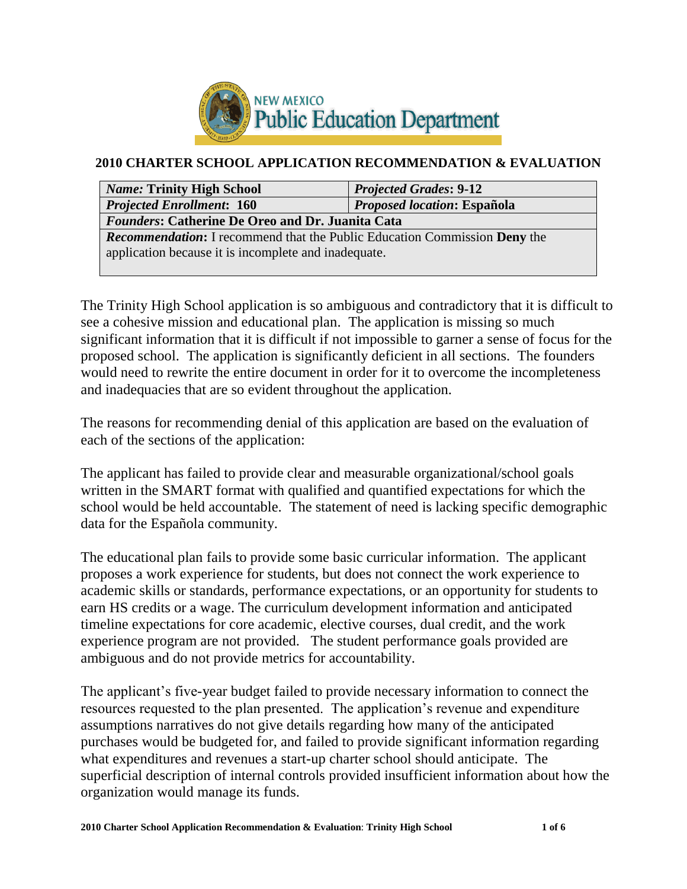NEW MEXICO
Public Education Department

## 2010 CHARTER SCHOOL APPLICATION RECOMMENDATION & EVALUATION

| ***Name:* Trinity High School** | ***Projected Grades*: 9-12** |
|---|---|
| ***Projected Enrollment*: 160** | ***Proposed location*: Española** |
| ***Founders*: Catherine De Oreo and Dr. Juanita Cata** | |
| ***Recommendation*:** I recommend that the Public Education Commission **Deny** the application because it is incomplete and inadequate. | |

The Trinity High School application is so ambiguous and contradictory that it is difficult to see a cohesive mission and educational plan. The application is missing so much significant information that it is difficult if not impossible to garner a sense of focus for the proposed school. The application is significantly deficient in all sections. The founders would need to rewrite the entire document in order for it to overcome the incompleteness and inadequacies that are so evident throughout the application.

The reasons for recommending denial of this application are based on the evaluation of each of the sections of the application:

The applicant has failed to provide clear and measurable organizational/school goals written in the SMART format with qualified and quantified expectations for which the school would be held accountable. The statement of need is lacking specific demographic data for the Española community.

The educational plan fails to provide some basic curricular information. The applicant proposes a work experience for students, but does not connect the work experience to academic skills or standards, performance expectations, or an opportunity for students to earn HS credits or a wage. The curriculum development information and anticipated timeline expectations for core academic, elective courses, dual credit, and the work experience program are not provided. The student performance goals provided are ambiguous and do not provide metrics for accountability.

The applicant's five-year budget failed to provide necessary information to connect the resources requested to the plan presented. The application's revenue and expenditure assumptions narratives do not give details regarding how many of the anticipated purchases would be budgeted for, and failed to provide significant information regarding what expenditures and revenues a start-up charter school should anticipate. The superficial description of internal controls provided insufficient information about how the organization would manage its funds.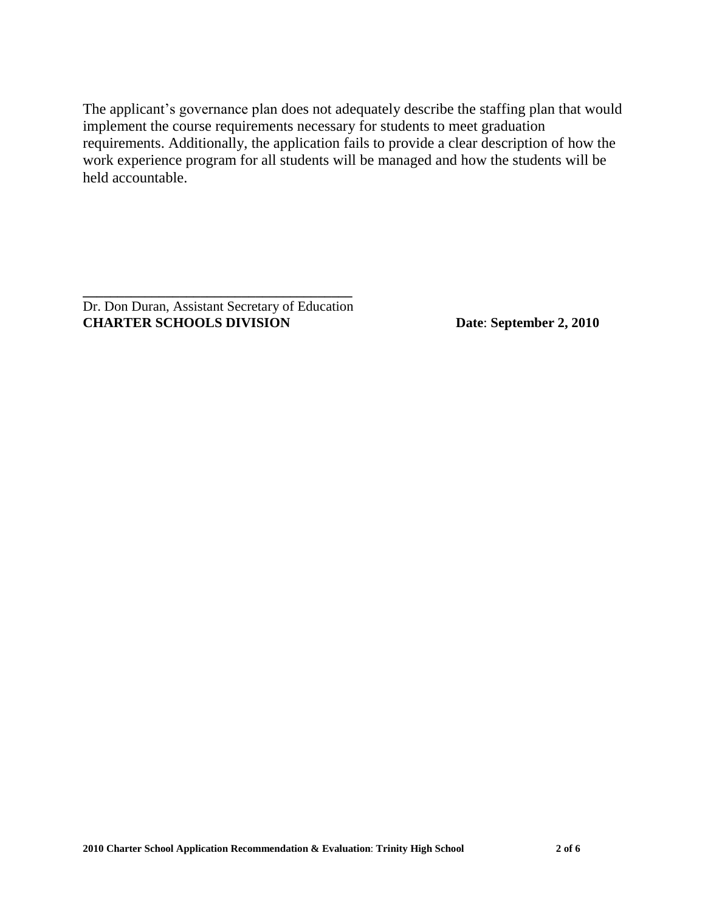The applicant's governance plan does not adequately describe the staffing plan that would implement the course requirements necessary for students to meet graduation requirements. Additionally, the application fails to provide a clear description of how the work experience program for all students will be managed and how the students will be held accountable.

______________________________________

Dr. Don Duran, Assistant Secretary of Education
**CHARTER SCHOOLS DIVISION** **Date**: **September 2, 2010**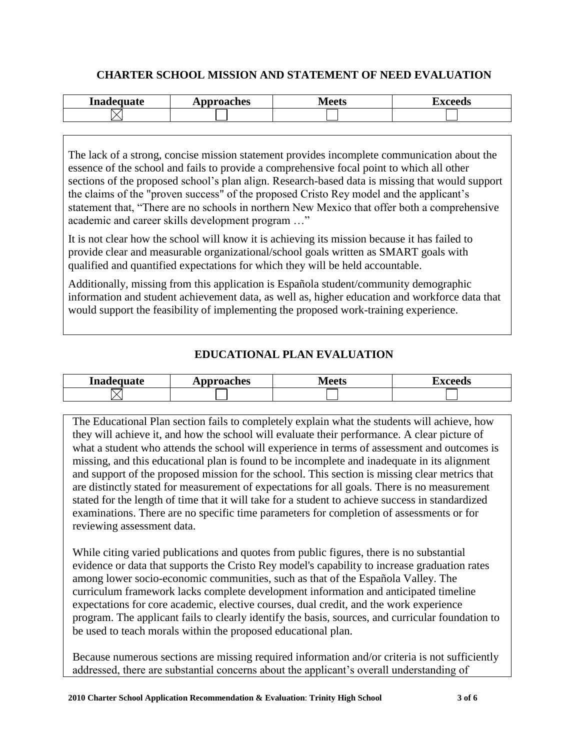## CHARTER SCHOOL MISSION AND STATEMENT OF NEED EVALUATION

| Inadequate | Approaches | Meets | Exceeds |
|---|---|---|---|
| ☒ | ☐ | ☐ | ☐ |

The lack of a strong, concise mission statement provides incomplete communication about the essence of the school and fails to provide a comprehensive focal point to which all other sections of the proposed school's plan align. Research-based data is missing that would support the claims of the "proven success" of the proposed Cristo Rey model and the applicant's statement that, "There are no schools in northern New Mexico that offer both a comprehensive academic and career skills development program …"

It is not clear how the school will know it is achieving its mission because it has failed to provide clear and measurable organizational/school goals written as SMART goals with qualified and quantified expectations for which they will be held accountable.

Additionally, missing from this application is Española student/community demographic information and student achievement data, as well as, higher education and workforce data that would support the feasibility of implementing the proposed work-training experience.

## EDUCATIONAL PLAN EVALUATION

| Inadequate | Approaches | Meets | Exceeds |
|---|---|---|---|
| ☒ | ☐ | ☐ | ☐ |

The Educational Plan section fails to completely explain what the students will achieve, how they will achieve it, and how the school will evaluate their performance. A clear picture of what a student who attends the school will experience in terms of assessment and outcomes is missing, and this educational plan is found to be incomplete and inadequate in its alignment and support of the proposed mission for the school. This section is missing clear metrics that are distinctly stated for measurement of expectations for all goals. There is no measurement stated for the length of time that it will take for a student to achieve success in standardized examinations. There are no specific time parameters for completion of assessments or for reviewing assessment data.

While citing varied publications and quotes from public figures, there is no substantial evidence or data that supports the Cristo Rey model's capability to increase graduation rates among lower socio-economic communities, such as that of the Española Valley. The curriculum framework lacks complete development information and anticipated timeline expectations for core academic, elective courses, dual credit, and the work experience program. The applicant fails to clearly identify the basis, sources, and curricular foundation to be used to teach morals within the proposed educational plan.

Because numerous sections are missing required information and/or criteria is not sufficiently addressed, there are substantial concerns about the applicant's overall understanding of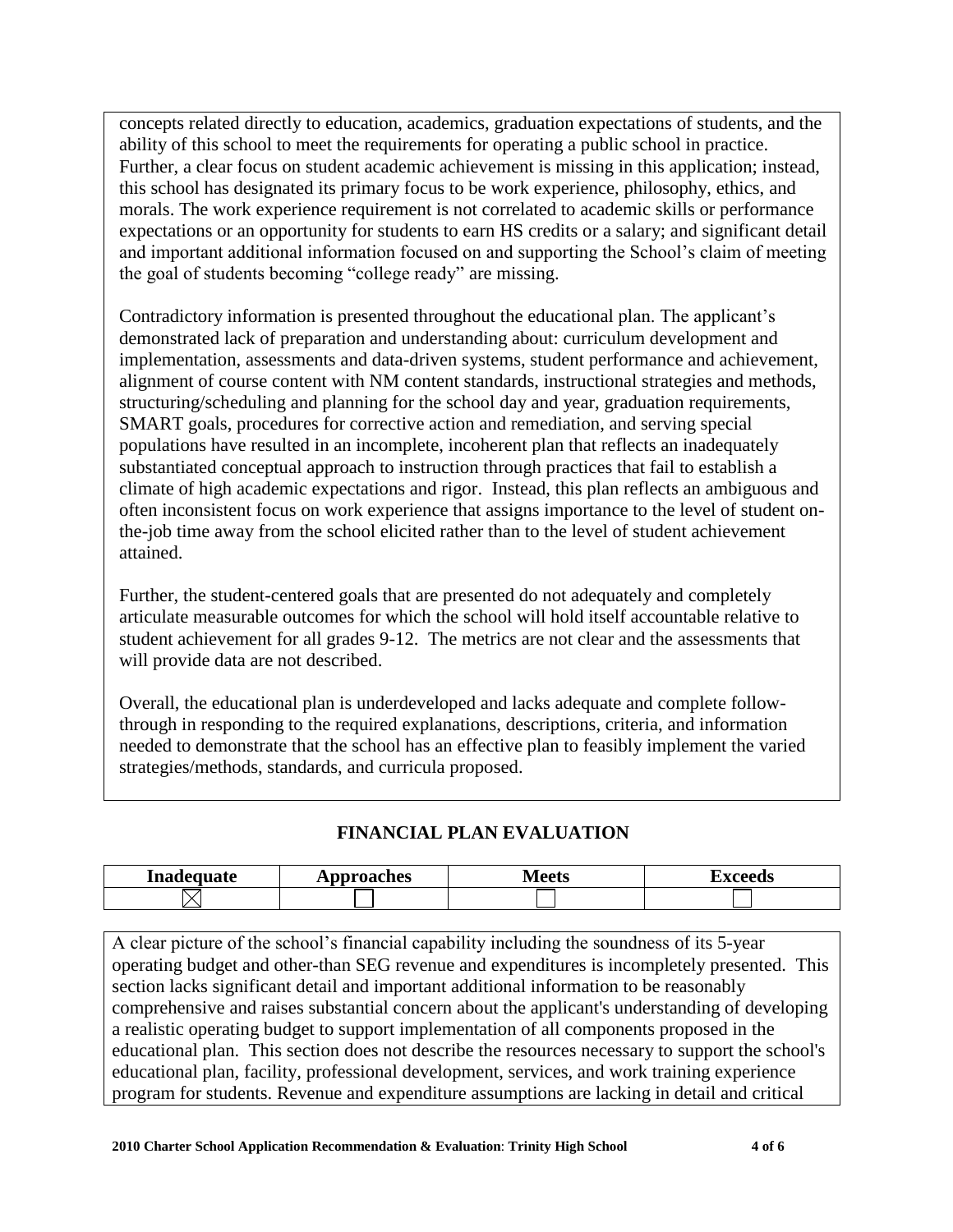concepts related directly to education, academics, graduation expectations of students, and the ability of this school to meet the requirements for operating a public school in practice. Further, a clear focus on student academic achievement is missing in this application; instead, this school has designated its primary focus to be work experience, philosophy, ethics, and morals. The work experience requirement is not correlated to academic skills or performance expectations or an opportunity for students to earn HS credits or a salary; and significant detail and important additional information focused on and supporting the School's claim of meeting the goal of students becoming "college ready" are missing.

Contradictory information is presented throughout the educational plan. The applicant's demonstrated lack of preparation and understanding about: curriculum development and implementation, assessments and data-driven systems, student performance and achievement, alignment of course content with NM content standards, instructional strategies and methods, structuring/scheduling and planning for the school day and year, graduation requirements, SMART goals, procedures for corrective action and remediation, and serving special populations have resulted in an incomplete, incoherent plan that reflects an inadequately substantiated conceptual approach to instruction through practices that fail to establish a climate of high academic expectations and rigor. Instead, this plan reflects an ambiguous and often inconsistent focus on work experience that assigns importance to the level of student on-the-job time away from the school elicited rather than to the level of student achievement attained.

Further, the student-centered goals that are presented do not adequately and completely articulate measurable outcomes for which the school will hold itself accountable relative to student achievement for all grades 9-12. The metrics are not clear and the assessments that will provide data are not described.

Overall, the educational plan is underdeveloped and lacks adequate and complete follow-through in responding to the required explanations, descriptions, criteria, and information needed to demonstrate that the school has an effective plan to feasibly implement the varied strategies/methods, standards, and curricula proposed.

## FINANCIAL PLAN EVALUATION

| Inadequate | Approaches | Meets | Exceeds |
|---|---|---|---|
| ☒ | ☐ | ☐ | ☐ |

A clear picture of the school's financial capability including the soundness of its 5-year operating budget and other-than SEG revenue and expenditures is incompletely presented. This section lacks significant detail and important additional information to be reasonably comprehensive and raises substantial concern about the applicant's understanding of developing a realistic operating budget to support implementation of all components proposed in the educational plan. This section does not describe the resources necessary to support the school's educational plan, facility, professional development, services, and work training experience program for students. Revenue and expenditure assumptions are lacking in detail and critical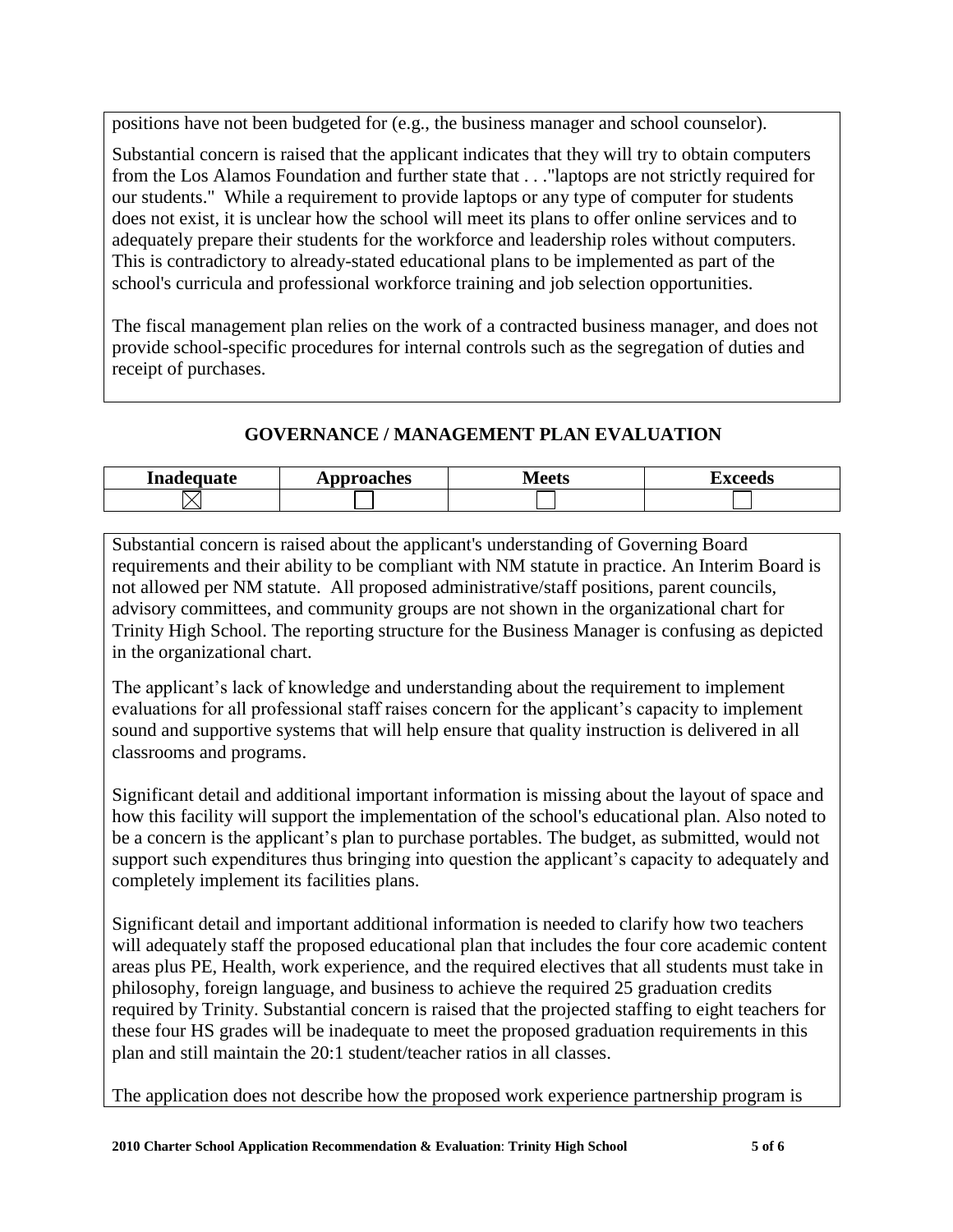positions have not been budgeted for (e.g., the business manager and school counselor).

Substantial concern is raised that the applicant indicates that they will try to obtain computers from the Los Alamos Foundation and further state that . . ."laptops are not strictly required for our students." While a requirement to provide laptops or any type of computer for students does not exist, it is unclear how the school will meet its plans to offer online services and to adequately prepare their students for the workforce and leadership roles without computers. This is contradictory to already-stated educational plans to be implemented as part of the school's curricula and professional workforce training and job selection opportunities.

The fiscal management plan relies on the work of a contracted business manager, and does not provide school-specific procedures for internal controls such as the segregation of duties and receipt of purchases.

## GOVERNANCE / MANAGEMENT PLAN EVALUATION

| Inadequate | Approaches | Meets | Exceeds |
|---|---|---|---|
| ☒ | ☐ | ☐ | ☐ |

Substantial concern is raised about the applicant's understanding of Governing Board requirements and their ability to be compliant with NM statute in practice. An Interim Board is not allowed per NM statute. All proposed administrative/staff positions, parent councils, advisory committees, and community groups are not shown in the organizational chart for Trinity High School. The reporting structure for the Business Manager is confusing as depicted in the organizational chart.

The applicant's lack of knowledge and understanding about the requirement to implement evaluations for all professional staff raises concern for the applicant's capacity to implement sound and supportive systems that will help ensure that quality instruction is delivered in all classrooms and programs.

Significant detail and additional important information is missing about the layout of space and how this facility will support the implementation of the school's educational plan. Also noted to be a concern is the applicant's plan to purchase portables. The budget, as submitted, would not support such expenditures thus bringing into question the applicant's capacity to adequately and completely implement its facilities plans.

Significant detail and important additional information is needed to clarify how two teachers will adequately staff the proposed educational plan that includes the four core academic content areas plus PE, Health, work experience, and the required electives that all students must take in philosophy, foreign language, and business to achieve the required 25 graduation credits required by Trinity. Substantial concern is raised that the projected staffing to eight teachers for these four HS grades will be inadequate to meet the proposed graduation requirements in this plan and still maintain the 20:1 student/teacher ratios in all classes.

The application does not describe how the proposed work experience partnership program is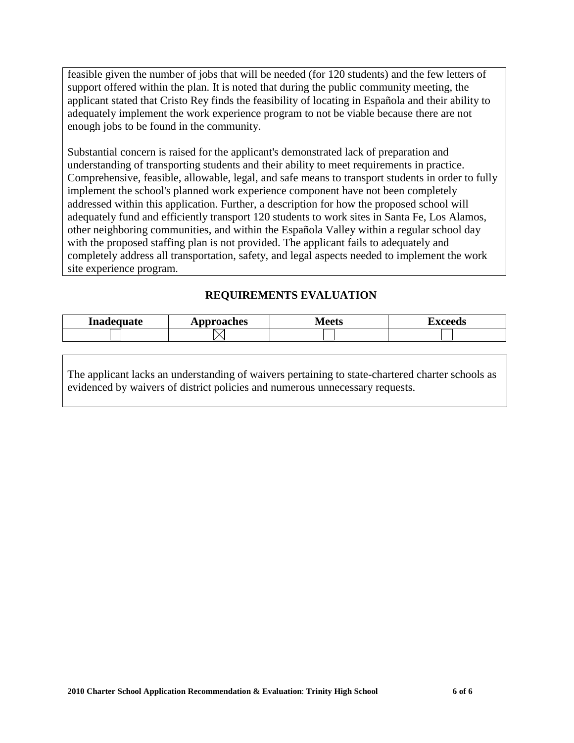feasible given the number of jobs that will be needed (for 120 students) and the few letters of support offered within the plan. It is noted that during the public community meeting, the applicant stated that Cristo Rey finds the feasibility of locating in Española and their ability to adequately implement the work experience program to not be viable because there are not enough jobs to be found in the community.

Substantial concern is raised for the applicant's demonstrated lack of preparation and understanding of transporting students and their ability to meet requirements in practice. Comprehensive, feasible, allowable, legal, and safe means to transport students in order to fully implement the school's planned work experience component have not been completely addressed within this application. Further, a description for how the proposed school will adequately fund and efficiently transport 120 students to work sites in Santa Fe, Los Alamos, other neighboring communities, and within the Española Valley within a regular school day with the proposed staffing plan is not provided. The applicant fails to adequately and completely address all transportation, safety, and legal aspects needed to implement the work site experience program.

## REQUIREMENTS EVALUATION

| Inadequate | Approaches | Meets | Exceeds |
|---|---|---|---|
| ☐ | ☒ | ☐ | ☐ |

The applicant lacks an understanding of waivers pertaining to state-chartered charter schools as evidenced by waivers of district policies and numerous unnecessary requests.